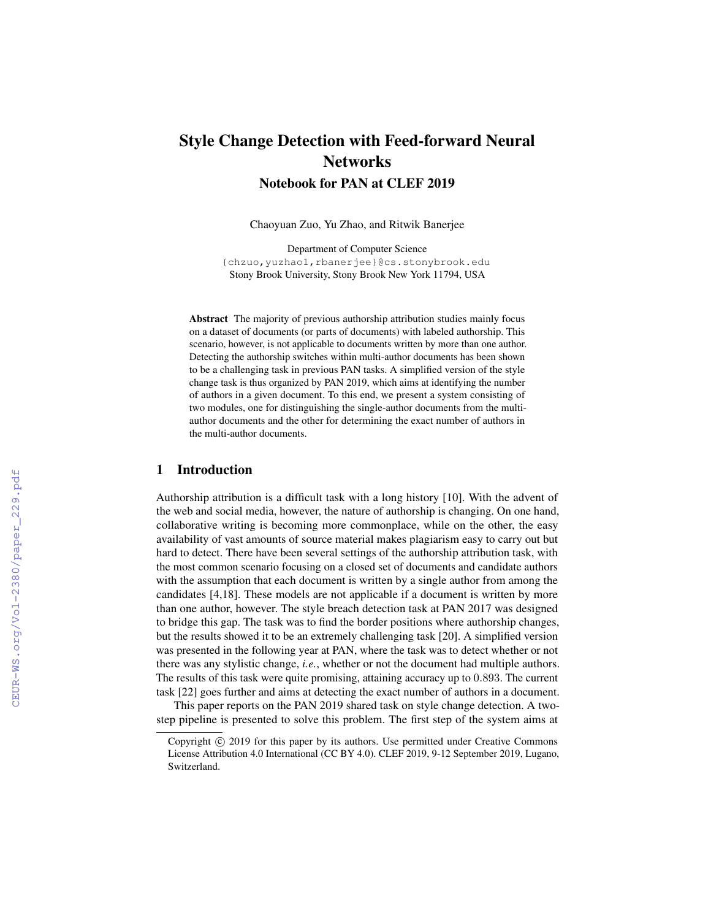# Style Change Detection with Feed-forward Neural Networks

## Notebook for PAN at CLEF 2019

Chaoyuan Zuo, Yu Zhao, and Ritwik Banerjee

Department of Computer Science
{chzuo,yuzhao1,rbanerjee}@cs.stonybrook.edu
Stony Brook University, Stony Brook New York 11794, USA

**Abstract** The majority of previous authorship attribution studies mainly focus on a dataset of documents (or parts of documents) with labeled authorship. This scenario, however, is not applicable to documents written by more than one author. Detecting the authorship switches within multi-author documents has been shown to be a challenging task in previous PAN tasks. A simplified version of the style change task is thus organized by PAN 2019, which aims at identifying the number of authors in a given document. To this end, we present a system consisting of two modules, one for distinguishing the single-author documents from the multi-author documents and the other for determining the exact number of authors in the multi-author documents.

## 1 Introduction

Authorship attribution is a difficult task with a long history [10]. With the advent of the web and social media, however, the nature of authorship is changing. On one hand, collaborative writing is becoming more commonplace, while on the other, the easy availability of vast amounts of source material makes plagiarism easy to carry out but hard to detect. There have been several settings of the authorship attribution task, with the most common scenario focusing on a closed set of documents and candidate authors with the assumption that each document is written by a single author from among the candidates [4,18]. These models are not applicable if a document is written by more than one author, however. The style breach detection task at PAN 2017 was designed to bridge this gap. The task was to find the border positions where authorship changes, but the results showed it to be an extremely challenging task [20]. A simplified version was presented in the following year at PAN, where the task was to detect whether or not there was any stylistic change, *i.e.*, whether or not the document had multiple authors. The results of this task were quite promising, attaining accuracy up to $0.893$. The current task [22] goes further and aims at detecting the exact number of authors in a document.

This paper reports on the PAN 2019 shared task on style change detection. A two-step pipeline is presented to solve this problem. The first step of the system aims at

Copyright © 2019 for this paper by its authors. Use permitted under Creative Commons License Attribution 4.0 International (CC BY 4.0). CLEF 2019, 9-12 September 2019, Lugano, Switzerland.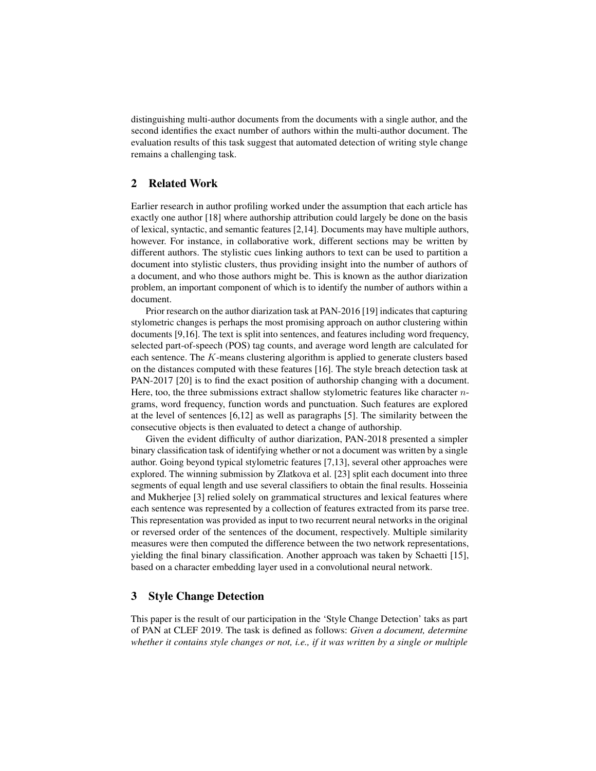distinguishing multi-author documents from the documents with a single author, and the second identifies the exact number of authors within the multi-author document. The evaluation results of this task suggest that automated detection of writing style change remains a challenging task.

## 2 Related Work

Earlier research in author profiling worked under the assumption that each article has exactly one author [18] where authorship attribution could largely be done on the basis of lexical, syntactic, and semantic features [2,14]. Documents may have multiple authors, however. For instance, in collaborative work, different sections may be written by different authors. The stylistic cues linking authors to text can be used to partition a document into stylistic clusters, thus providing insight into the number of authors of a document, and who those authors might be. This is known as the author diarization problem, an important component of which is to identify the number of authors within a document.

Prior research on the author diarization task at PAN-2016 [19] indicates that capturing stylometric changes is perhaps the most promising approach on author clustering within documents [9,16]. The text is split into sentences, and features including word frequency, selected part-of-speech (POS) tag counts, and average word length are calculated for each sentence. The $K$-means clustering algorithm is applied to generate clusters based on the distances computed with these features [16]. The style breach detection task at PAN-2017 [20] is to find the exact position of authorship changing with a document. Here, too, the three submissions extract shallow stylometric features like character $n$-grams, word frequency, function words and punctuation. Such features are explored at the level of sentences [6,12] as well as paragraphs [5]. The similarity between the consecutive objects is then evaluated to detect a change of authorship.

Given the evident difficulty of author diarization, PAN-2018 presented a simpler binary classification task of identifying whether or not a document was written by a single author. Going beyond typical stylometric features [7,13], several other approaches were explored. The winning submission by Zlatkova et al. [23] split each document into three segments of equal length and use several classifiers to obtain the final results. Hosseinia and Mukherjee [3] relied solely on grammatical structures and lexical features where each sentence was represented by a collection of features extracted from its parse tree. This representation was provided as input to two recurrent neural networks in the original or reversed order of the sentences of the document, respectively. Multiple similarity measures were then computed the difference between the two network representations, yielding the final binary classification. Another approach was taken by Schaetti [15], based on a character embedding layer used in a convolutional neural network.

## 3 Style Change Detection

This paper is the result of our participation in the 'Style Change Detection' taks as part of PAN at CLEF 2019. The task is defined as follows: *Given a document, determine whether it contains style changes or not, i.e., if it was written by a single or multiple*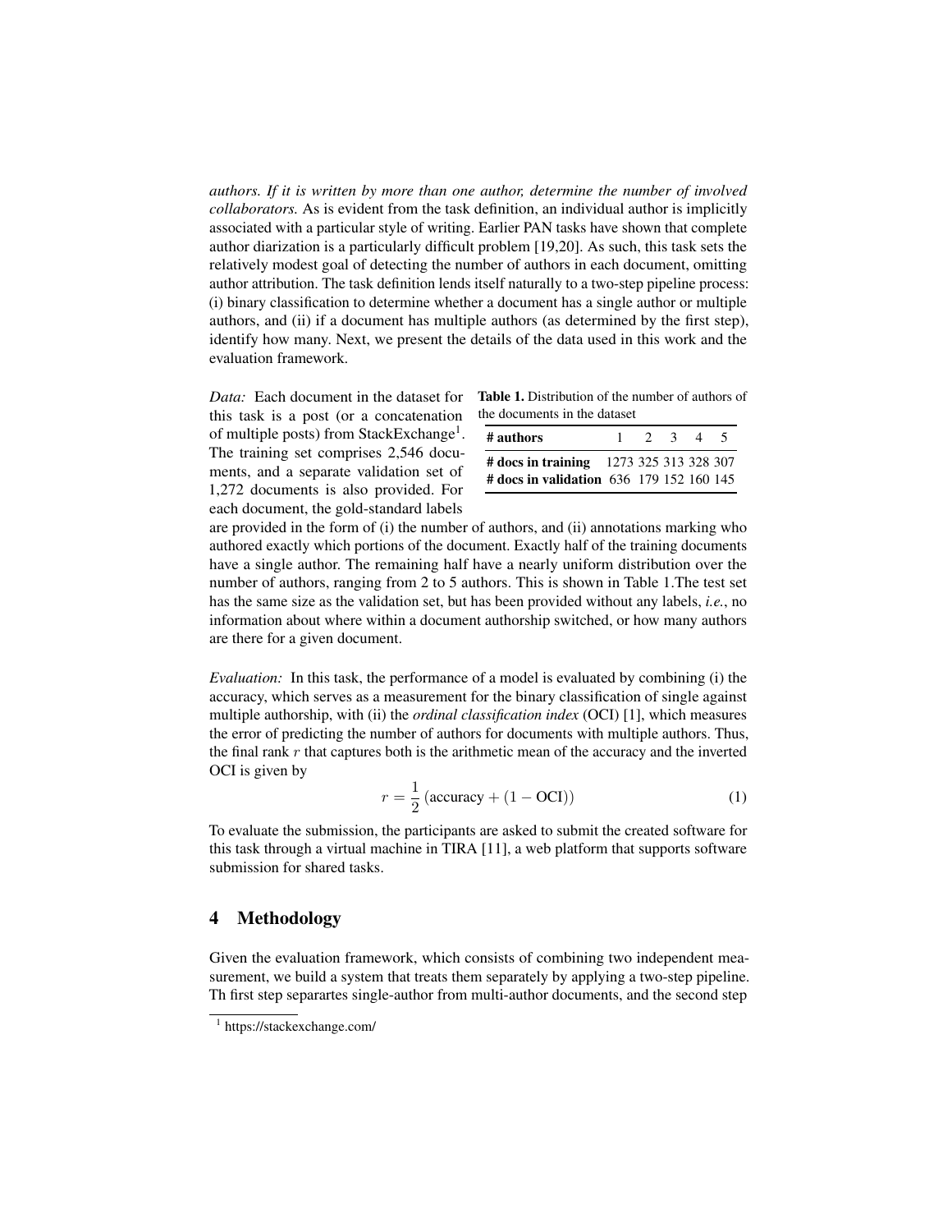*authors. If it is written by more than one author, determine the number of involved collaborators.* As is evident from the task definition, an individual author is implicitly associated with a particular style of writing. Earlier PAN tasks have shown that complete author diarization is a particularly difficult problem [19,20]. As such, this task sets the relatively modest goal of detecting the number of authors in each document, omitting author attribution. The task definition lends itself naturally to a two-step pipeline process: (i) binary classification to determine whether a document has a single author or multiple authors, and (ii) if a document has multiple authors (as determined by the first step), identify how many. Next, we present the details of the data used in this work and the evaluation framework.

*Data:* Each document in the dataset for this task is a post (or a concatenation of multiple posts) from StackExchange[1]. The training set comprises 2,546 documents, and a separate validation set of 1,272 documents is also provided. For each document, the gold-standard labels are provided in the form of (i) the number of authors, and (ii) annotations marking who authored exactly which portions of the document. Exactly half of the training documents have a single author. The remaining half have a nearly uniform distribution over the number of authors, ranging from 2 to 5 authors. This is shown in Table 1.The test set has the same size as the validation set, but has been provided without any labels, *i.e.*, no information about where within a document authorship switched, or how many authors are there for a given document.

**Table 1.** Distribution of the number of authors of the documents in the dataset

| **# authors** | 1 | 2 | 3 | 4 | 5 |
|---|---|---|---|---|---|
| **# docs in training** | 1273 | 325 | 313 | 328 | 307 |
| **# docs in validation** | 636 | 179 | 152 | 160 | 145 |

*Evaluation:* In this task, the performance of a model is evaluated by combining (i) the accuracy, which serves as a measurement for the binary classification of single against multiple authorship, with (ii) the *ordinal classification index* (OCI) [1], which measures the error of predicting the number of authors for documents with multiple authors. Thus, the final rank $r$ that captures both is the arithmetic mean of the accuracy and the inverted OCI is given by

$$r = \frac{1}{2}\left(\text{accuracy} + (1 - \text{OCI})\right) \tag{1}$$

To evaluate the submission, the participants are asked to submit the created software for this task through a virtual machine in TIRA [11], a web platform that supports software submission for shared tasks.

## 4 Methodology

Given the evaluation framework, which consists of combining two independent measurement, we build a system that treats them separately by applying a two-step pipeline. Th first step separartes single-author from multi-author documents, and the second step

[1] https://stackexchange.com/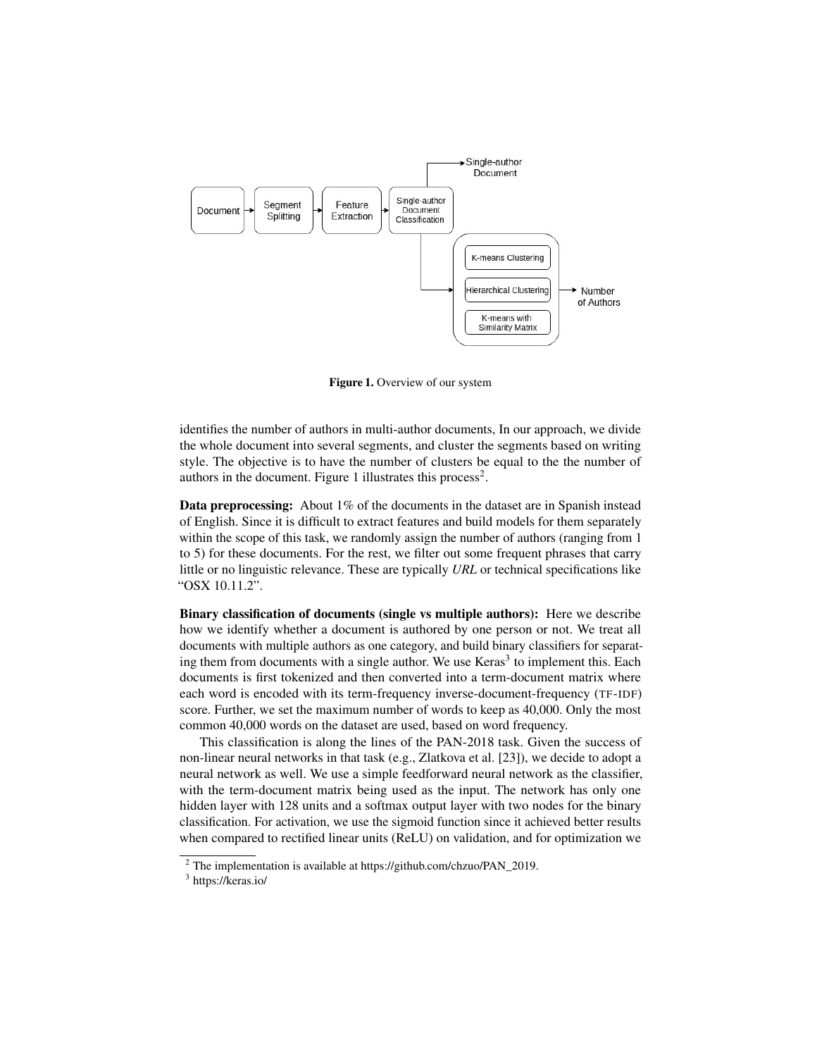Figure 1. Overview of our system

identifies the number of authors in multi-author documents, In our approach, we divide the whole document into several segments, and cluster the segments based on writing style. The objective is to have the number of clusters be equal to the the number of authors in the document. Figure 1 illustrates this process[2].

**Data preprocessing:** About 1% of the documents in the dataset are in Spanish instead of English. Since it is difficult to extract features and build models for them separately within the scope of this task, we randomly assign the number of authors (ranging from 1 to 5) for these documents. For the rest, we filter out some frequent phrases that carry little or no linguistic relevance. These are typically *URL* or technical specifications like "OSX 10.11.2".

**Binary classification of documents (single vs multiple authors):** Here we describe how we identify whether a document is authored by one person or not. We treat all documents with multiple authors as one category, and build binary classifiers for separating them from documents with a single author. We use Keras[3] to implement this. Each documents is first tokenized and then converted into a term-document matrix where each word is encoded with its term-frequency inverse-document-frequency (TF-IDF) score. Further, we set the maximum number of words to keep as 40,000. Only the most common 40,000 words on the dataset are used, based on word frequency.

This classification is along the lines of the PAN-2018 task. Given the success of non-linear neural networks in that task (e.g., Zlatkova et al. [23]), we decide to adopt a neural network as well. We use a simple feedforward neural network as the classifier, with the term-document matrix being used as the input. The network has only one hidden layer with 128 units and a softmax output layer with two nodes for the binary classification. For activation, we use the sigmoid function since it achieved better results when compared to rectified linear units (ReLU) on validation, and for optimization we

[2] The implementation is available at https://github.com/chzuo/PAN_2019.

[3] https://keras.io/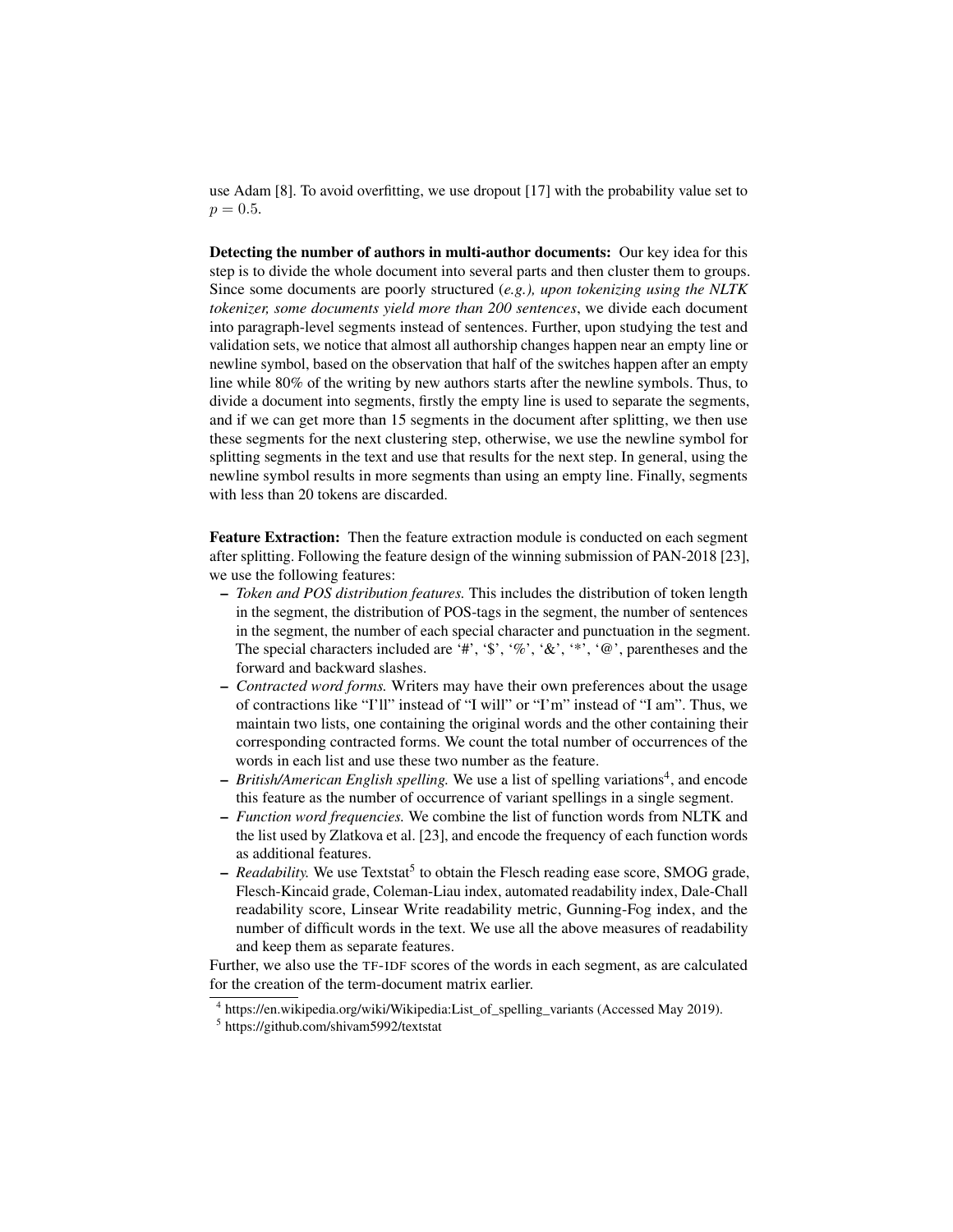use Adam [8]. To avoid overfitting, we use dropout [17] with the probability value set to $p = 0.5$.

**Detecting the number of authors in multi-author documents:** Our key idea for this step is to divide the whole document into several parts and then cluster them to groups. Since some documents are poorly structured (*e.g.), upon tokenizing using the NLTK tokenizer, some documents yield more than 200 sentences*, we divide each document into paragraph-level segments instead of sentences. Further, upon studying the test and validation sets, we notice that almost all authorship changes happen near an empty line or newline symbol, based on the observation that half of the switches happen after an empty line while 80% of the writing by new authors starts after the newline symbols. Thus, to divide a document into segments, firstly the empty line is used to separate the segments, and if we can get more than 15 segments in the document after splitting, we then use these segments for the next clustering step, otherwise, we use the newline symbol for splitting segments in the text and use that results for the next step. In general, using the newline symbol results in more segments than using an empty line. Finally, segments with less than 20 tokens are discarded.

**Feature Extraction:** Then the feature extraction module is conducted on each segment after splitting. Following the feature design of the winning submission of PAN-2018 [23], we use the following features:

- *Token and POS distribution features.* This includes the distribution of token length in the segment, the distribution of POS-tags in the segment, the number of sentences in the segment, the number of each special character and punctuation in the segment. The special characters included are '#', '$', '%', '&', '*', '@', parentheses and the forward and backward slashes.
- *Contracted word forms.* Writers may have their own preferences about the usage of contractions like "I'll" instead of "I will" or "I'm" instead of "I am". Thus, we maintain two lists, one containing the original words and the other containing their corresponding contracted forms. We count the total number of occurrences of the words in each list and use these two number as the feature.
- *British/American English spelling.* We use a list of spelling variations[4], and encode this feature as the number of occurrence of variant spellings in a single segment.
- *Function word frequencies.* We combine the list of function words from NLTK and the list used by Zlatkova et al. [23], and encode the frequency of each function words as additional features.
- *Readability.* We use Textstat[5] to obtain the Flesch reading ease score, SMOG grade, Flesch-Kincaid grade, Coleman-Liau index, automated readability index, Dale-Chall readability score, Linsear Write readability metric, Gunning-Fog index, and the number of difficult words in the text. We use all the above measures of readability and keep them as separate features.

Further, we also use the TF-IDF scores of the words in each segment, as are calculated for the creation of the term-document matrix earlier.

[4] https://en.wikipedia.org/wiki/Wikipedia:List_of_spelling_variants (Accessed May 2019).

[5] https://github.com/shivam5992/textstat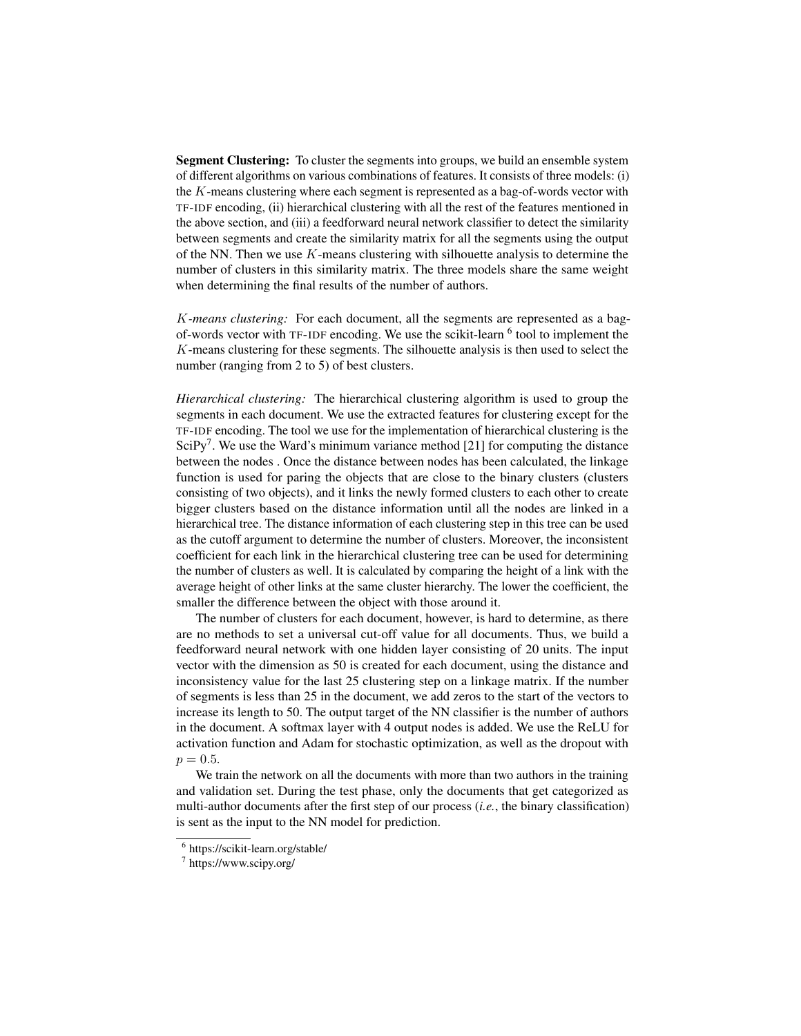**Segment Clustering:** To cluster the segments into groups, we build an ensemble system of different algorithms on various combinations of features. It consists of three models: (i) the $K$-means clustering where each segment is represented as a bag-of-words vector with TF-IDF encoding, (ii) hierarchical clustering with all the rest of the features mentioned in the above section, and (iii) a feedforward neural network classifier to detect the similarity between segments and create the similarity matrix for all the segments using the output of the NN. Then we use $K$-means clustering with silhouette analysis to determine the number of clusters in this similarity matrix. The three models share the same weight when determining the final results of the number of authors.

*$K$-means clustering:* For each document, all the segments are represented as a bag-of-words vector with TF-IDF encoding. We use the scikit-learn [6] tool to implement the $K$-means clustering for these segments. The silhouette analysis is then used to select the number (ranging from 2 to 5) of best clusters.

*Hierarchical clustering:* The hierarchical clustering algorithm is used to group the segments in each document. We use the extracted features for clustering except for the TF-IDF encoding. The tool we use for the implementation of hierarchical clustering is the SciPy[7]. We use the Ward's minimum variance method [21] for computing the distance between the nodes . Once the distance between nodes has been calculated, the linkage function is used for paring the objects that are close to the binary clusters (clusters consisting of two objects), and it links the newly formed clusters to each other to create bigger clusters based on the distance information until all the nodes are linked in a hierarchical tree. The distance information of each clustering step in this tree can be used as the cutoff argument to determine the number of clusters. Moreover, the inconsistent coefficient for each link in the hierarchical clustering tree can be used for determining the number of clusters as well. It is calculated by comparing the height of a link with the average height of other links at the same cluster hierarchy. The lower the coefficient, the smaller the difference between the object with those around it.

The number of clusters for each document, however, is hard to determine, as there are no methods to set a universal cut-off value for all documents. Thus, we build a feedforward neural network with one hidden layer consisting of 20 units. The input vector with the dimension as 50 is created for each document, using the distance and inconsistency value for the last 25 clustering step on a linkage matrix. If the number of segments is less than 25 in the document, we add zeros to the start of the vectors to increase its length to 50. The output target of the NN classifier is the number of authors in the document. A softmax layer with 4 output nodes is added. We use the ReLU for activation function and Adam for stochastic optimization, as well as the dropout with $p = 0.5$.

We train the network on all the documents with more than two authors in the training and validation set. During the test phase, only the documents that get categorized as multi-author documents after the first step of our process (*i.e.*, the binary classification) is sent as the input to the NN model for prediction.

[6] https://scikit-learn.org/stable/

[7] https://www.scipy.org/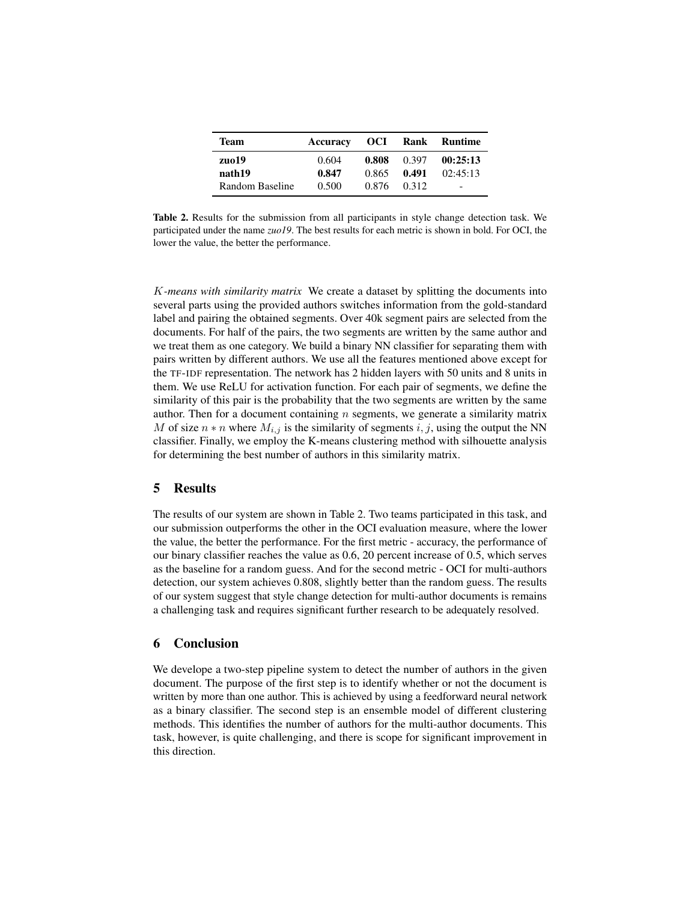| Team | Accuracy | OCI | Rank | Runtime |
|---|---|---|---|---|
| **zuo19** | 0.604 | **0.808** | 0.397 | **00:25:13** |
| **nath19** | **0.847** | 0.865 | **0.491** | 02:45:13 |
| Random Baseline | 0.500 | 0.876 | 0.312 | - |

**Table 2.** Results for the submission from all participants in style change detection task. We participated under the name *zuo19*. The best results for each metric is shown in bold. For OCI, the lower the value, the better the performance.

*$K$-means with similarity matrix* We create a dataset by splitting the documents into several parts using the provided authors switches information from the gold-standard label and pairing the obtained segments. Over 40k segment pairs are selected from the documents. For half of the pairs, the two segments are written by the same author and we treat them as one category. We build a binary NN classifier for separating them with pairs written by different authors. We use all the features mentioned above except for the TF-IDF representation. The network has 2 hidden layers with 50 units and 8 units in them. We use ReLU for activation function. For each pair of segments, we define the similarity of this pair is the probability that the two segments are written by the same author. Then for a document containing $n$ segments, we generate a similarity matrix $M$ of size $n * n$ where $M_{i,j}$ is the similarity of segments $i, j$, using the output the NN classifier. Finally, we employ the K-means clustering method with silhouette analysis for determining the best number of authors in this similarity matrix.

## 5 Results

The results of our system are shown in Table 2. Two teams participated in this task, and our submission outperforms the other in the OCI evaluation measure, where the lower the value, the better the performance. For the first metric - accuracy, the performance of our binary classifier reaches the value as 0.6, 20 percent increase of 0.5, which serves as the baseline for a random guess. And for the second metric - OCI for multi-authors detection, our system achieves 0.808, slightly better than the random guess. The results of our system suggest that style change detection for multi-author documents is remains a challenging task and requires significant further research to be adequately resolved.

## 6 Conclusion

We develope a two-step pipeline system to detect the number of authors in the given document. The purpose of the first step is to identify whether or not the document is written by more than one author. This is achieved by using a feedforward neural network as a binary classifier. The second step is an ensemble model of different clustering methods. This identifies the number of authors for the multi-author documents. This task, however, is quite challenging, and there is scope for significant improvement in this direction.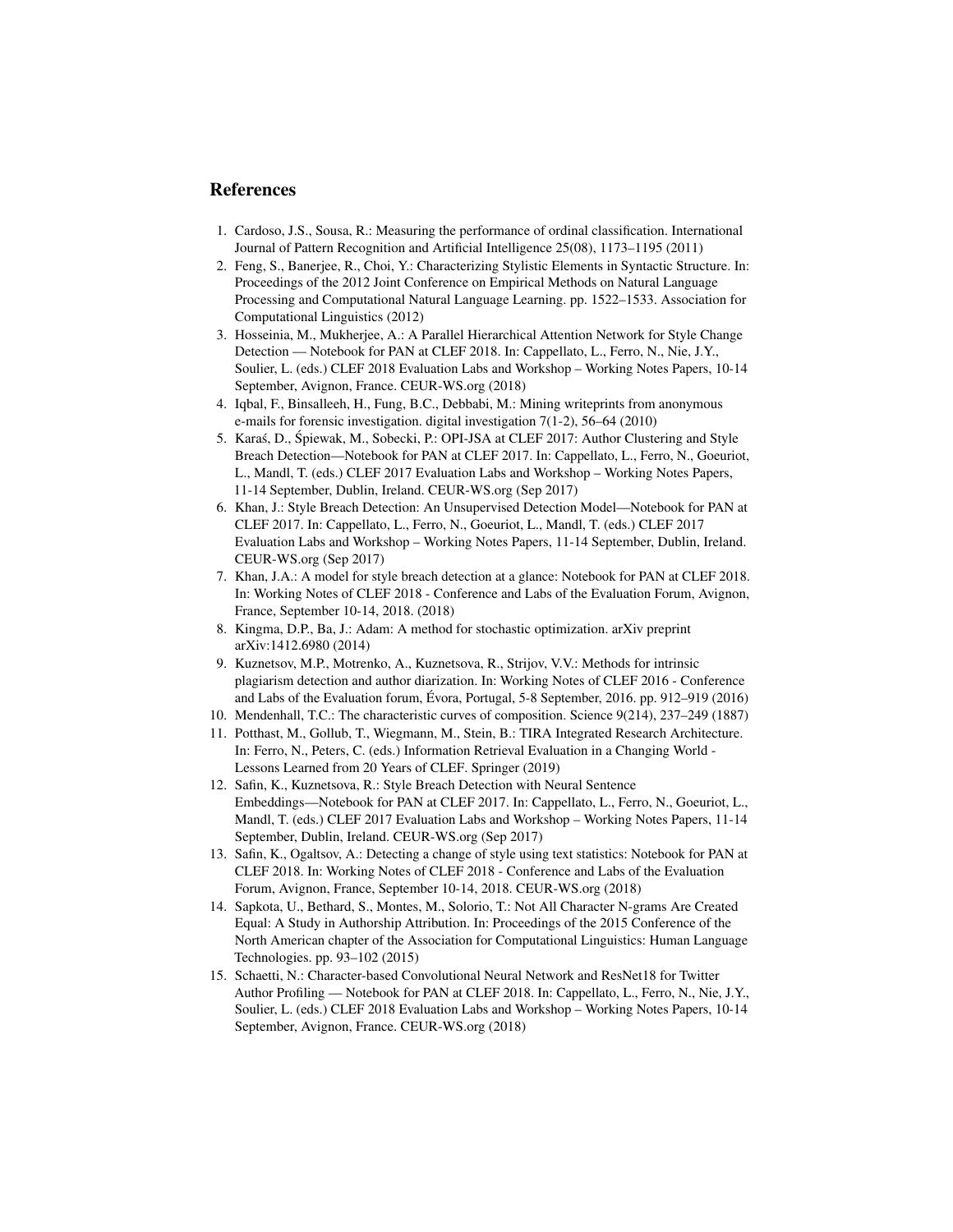## References

1. Cardoso, J.S., Sousa, R.: Measuring the performance of ordinal classification. International Journal of Pattern Recognition and Artificial Intelligence 25(08), 1173–1195 (2011)
2. Feng, S., Banerjee, R., Choi, Y.: Characterizing Stylistic Elements in Syntactic Structure. In: Proceedings of the 2012 Joint Conference on Empirical Methods on Natural Language Processing and Computational Natural Language Learning. pp. 1522–1533. Association for Computational Linguistics (2012)
3. Hosseinia, M., Mukherjee, A.: A Parallel Hierarchical Attention Network for Style Change Detection — Notebook for PAN at CLEF 2018. In: Cappellato, L., Ferro, N., Nie, J.Y., Soulier, L. (eds.) CLEF 2018 Evaluation Labs and Workshop – Working Notes Papers, 10-14 September, Avignon, France. CEUR-WS.org (2018)
4. Iqbal, F., Binsalleeh, H., Fung, B.C., Debbabi, M.: Mining writeprints from anonymous e-mails for forensic investigation. digital investigation 7(1-2), 56–64 (2010)
5. Karaś, D., Śpiewak, M., Sobecki, P.: OPI-JSA at CLEF 2017: Author Clustering and Style Breach Detection—Notebook for PAN at CLEF 2017. In: Cappellato, L., Ferro, N., Goeuriot, L., Mandl, T. (eds.) CLEF 2017 Evaluation Labs and Workshop – Working Notes Papers, 11-14 September, Dublin, Ireland. CEUR-WS.org (Sep 2017)
6. Khan, J.: Style Breach Detection: An Unsupervised Detection Model—Notebook for PAN at CLEF 2017. In: Cappellato, L., Ferro, N., Goeuriot, L., Mandl, T. (eds.) CLEF 2017 Evaluation Labs and Workshop – Working Notes Papers, 11-14 September, Dublin, Ireland. CEUR-WS.org (Sep 2017)
7. Khan, J.A.: A model for style breach detection at a glance: Notebook for PAN at CLEF 2018. In: Working Notes of CLEF 2018 - Conference and Labs of the Evaluation Forum, Avignon, France, September 10-14, 2018. (2018)
8. Kingma, D.P., Ba, J.: Adam: A method for stochastic optimization. arXiv preprint arXiv:1412.6980 (2014)
9. Kuznetsov, M.P., Motrenko, A., Kuznetsova, R., Strijov, V.V.: Methods for intrinsic plagiarism detection and author diarization. In: Working Notes of CLEF 2016 - Conference and Labs of the Evaluation forum, Évora, Portugal, 5-8 September, 2016. pp. 912–919 (2016)
10. Mendenhall, T.C.: The characteristic curves of composition. Science 9(214), 237–249 (1887)
11. Potthast, M., Gollub, T., Wiegmann, M., Stein, B.: TIRA Integrated Research Architecture. In: Ferro, N., Peters, C. (eds.) Information Retrieval Evaluation in a Changing World - Lessons Learned from 20 Years of CLEF. Springer (2019)
12. Safin, K., Kuznetsova, R.: Style Breach Detection with Neural Sentence Embeddings—Notebook for PAN at CLEF 2017. In: Cappellato, L., Ferro, N., Goeuriot, L., Mandl, T. (eds.) CLEF 2017 Evaluation Labs and Workshop – Working Notes Papers, 11-14 September, Dublin, Ireland. CEUR-WS.org (Sep 2017)
13. Safin, K., Ogaltsov, A.: Detecting a change of style using text statistics: Notebook for PAN at CLEF 2018. In: Working Notes of CLEF 2018 - Conference and Labs of the Evaluation Forum, Avignon, France, September 10-14, 2018. CEUR-WS.org (2018)
14. Sapkota, U., Bethard, S., Montes, M., Solorio, T.: Not All Character N-grams Are Created Equal: A Study in Authorship Attribution. In: Proceedings of the 2015 Conference of the North American chapter of the Association for Computational Linguistics: Human Language Technologies. pp. 93–102 (2015)
15. Schaetti, N.: Character-based Convolutional Neural Network and ResNet18 for Twitter Author Profiling — Notebook for PAN at CLEF 2018. In: Cappellato, L., Ferro, N., Nie, J.Y., Soulier, L. (eds.) CLEF 2018 Evaluation Labs and Workshop – Working Notes Papers, 10-14 September, Avignon, France. CEUR-WS.org (2018)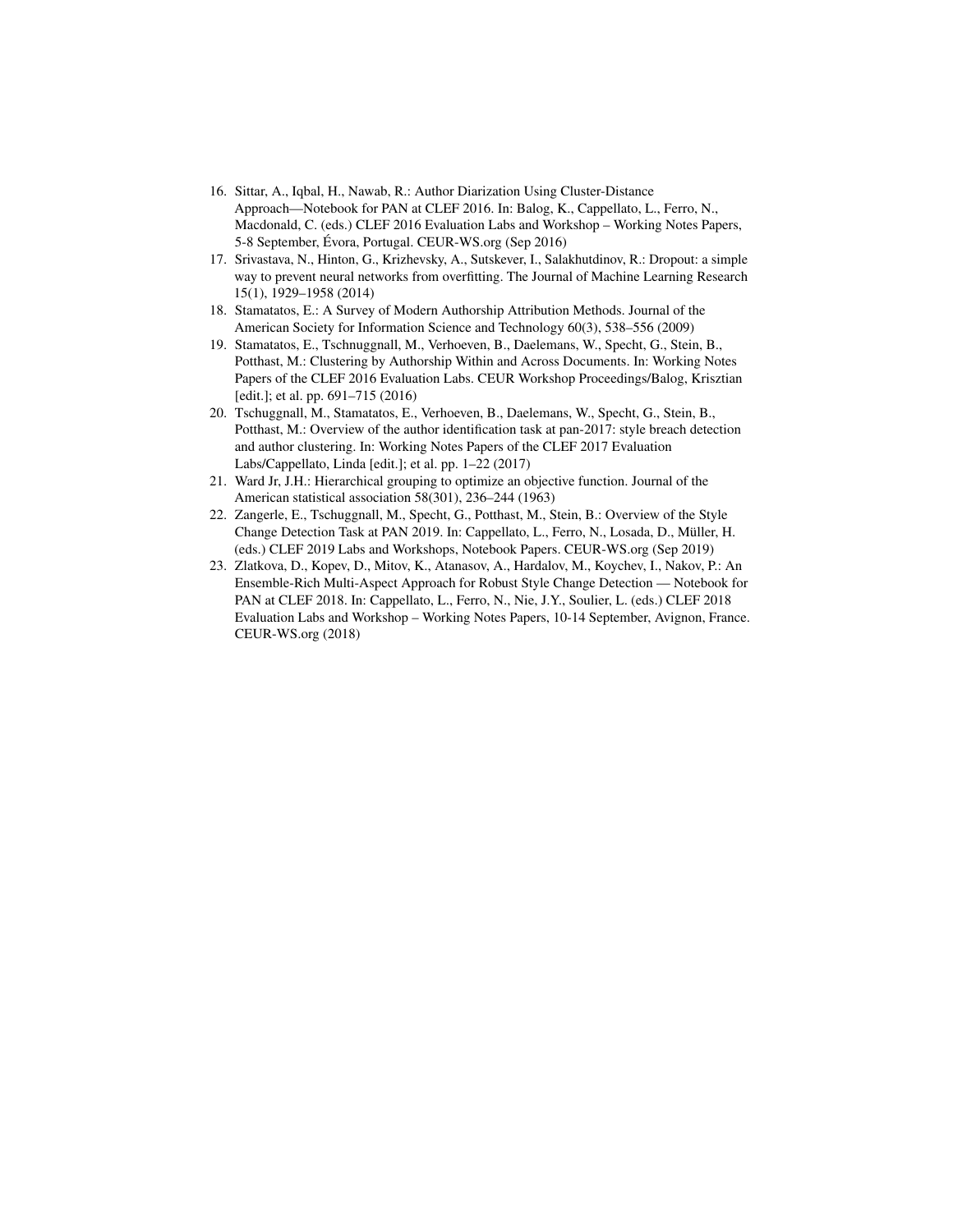16. Sittar, A., Iqbal, H., Nawab, R.: Author Diarization Using Cluster-Distance Approach—Notebook for PAN at CLEF 2016. In: Balog, K., Cappellato, L., Ferro, N., Macdonald, C. (eds.) CLEF 2016 Evaluation Labs and Workshop – Working Notes Papers, 5-8 September, Évora, Portugal. CEUR-WS.org (Sep 2016)
17. Srivastava, N., Hinton, G., Krizhevsky, A., Sutskever, I., Salakhutdinov, R.: Dropout: a simple way to prevent neural networks from overfitting. The Journal of Machine Learning Research 15(1), 1929–1958 (2014)
18. Stamatatos, E.: A Survey of Modern Authorship Attribution Methods. Journal of the American Society for Information Science and Technology 60(3), 538–556 (2009)
19. Stamatatos, E., Tschnuggnall, M., Verhoeven, B., Daelemans, W., Specht, G., Stein, B., Potthast, M.: Clustering by Authorship Within and Across Documents. In: Working Notes Papers of the CLEF 2016 Evaluation Labs. CEUR Workshop Proceedings/Balog, Krisztian [edit.]; et al. pp. 691–715 (2016)
20. Tschuggnall, M., Stamatatos, E., Verhoeven, B., Daelemans, W., Specht, G., Stein, B., Potthast, M.: Overview of the author identification task at pan-2017: style breach detection and author clustering. In: Working Notes Papers of the CLEF 2017 Evaluation Labs/Cappellato, Linda [edit.]; et al. pp. 1–22 (2017)
21. Ward Jr, J.H.: Hierarchical grouping to optimize an objective function. Journal of the American statistical association 58(301), 236–244 (1963)
22. Zangerle, E., Tschuggnall, M., Specht, G., Potthast, M., Stein, B.: Overview of the Style Change Detection Task at PAN 2019. In: Cappellato, L., Ferro, N., Losada, D., Müller, H. (eds.) CLEF 2019 Labs and Workshops, Notebook Papers. CEUR-WS.org (Sep 2019)
23. Zlatkova, D., Kopev, D., Mitov, K., Atanasov, A., Hardalov, M., Koychev, I., Nakov, P.: An Ensemble-Rich Multi-Aspect Approach for Robust Style Change Detection — Notebook for PAN at CLEF 2018. In: Cappellato, L., Ferro, N., Nie, J.Y., Soulier, L. (eds.) CLEF 2018 Evaluation Labs and Workshop – Working Notes Papers, 10-14 September, Avignon, France. CEUR-WS.org (2018)